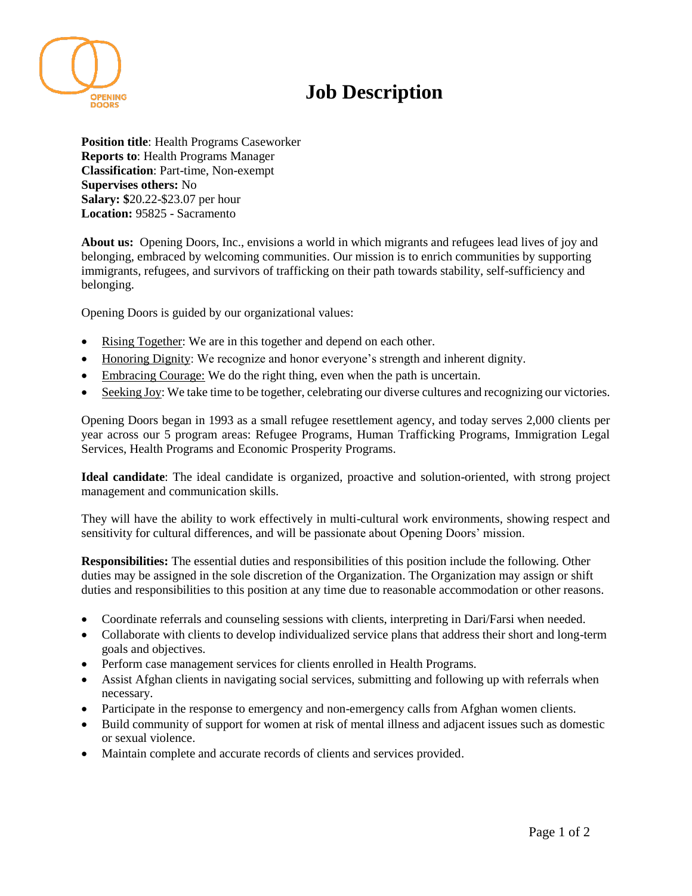OPENING DOORS

# Job Description

**Position title**: Health Programs Caseworker
**Reports to**: Health Programs Manager
**Classification**: Part-time, Non-exempt
**Supervises others:** No
**Salary: $**20.22-$23.07 per hour
**Location:** 95825 - Sacramento

**About us:** Opening Doors, Inc., envisions a world in which migrants and refugees lead lives of joy and belonging, embraced by welcoming communities. Our mission is to enrich communities by supporting immigrants, refugees, and survivors of trafficking on their path towards stability, self-sufficiency and belonging.

Opening Doors is guided by our organizational values:

- Rising Together: We are in this together and depend on each other.
- Honoring Dignity: We recognize and honor everyone's strength and inherent dignity.
- Embracing Courage: We do the right thing, even when the path is uncertain.
- Seeking Joy: We take time to be together, celebrating our diverse cultures and recognizing our victories.

Opening Doors began in 1993 as a small refugee resettlement agency, and today serves 2,000 clients per year across our 5 program areas: Refugee Programs, Human Trafficking Programs, Immigration Legal Services, Health Programs and Economic Prosperity Programs.

**Ideal candidate**: The ideal candidate is organized, proactive and solution-oriented, with strong project management and communication skills.

They will have the ability to work effectively in multi-cultural work environments, showing respect and sensitivity for cultural differences, and will be passionate about Opening Doors' mission.

**Responsibilities:** The essential duties and responsibilities of this position include the following. Other duties may be assigned in the sole discretion of the Organization. The Organization may assign or shift duties and responsibilities to this position at any time due to reasonable accommodation or other reasons.

- Coordinate referrals and counseling sessions with clients, interpreting in Dari/Farsi when needed.
- Collaborate with clients to develop individualized service plans that address their short and long-term goals and objectives.
- Perform case management services for clients enrolled in Health Programs.
- Assist Afghan clients in navigating social services, submitting and following up with referrals when necessary.
- Participate in the response to emergency and non-emergency calls from Afghan women clients.
- Build community of support for women at risk of mental illness and adjacent issues such as domestic or sexual violence.
- Maintain complete and accurate records of clients and services provided.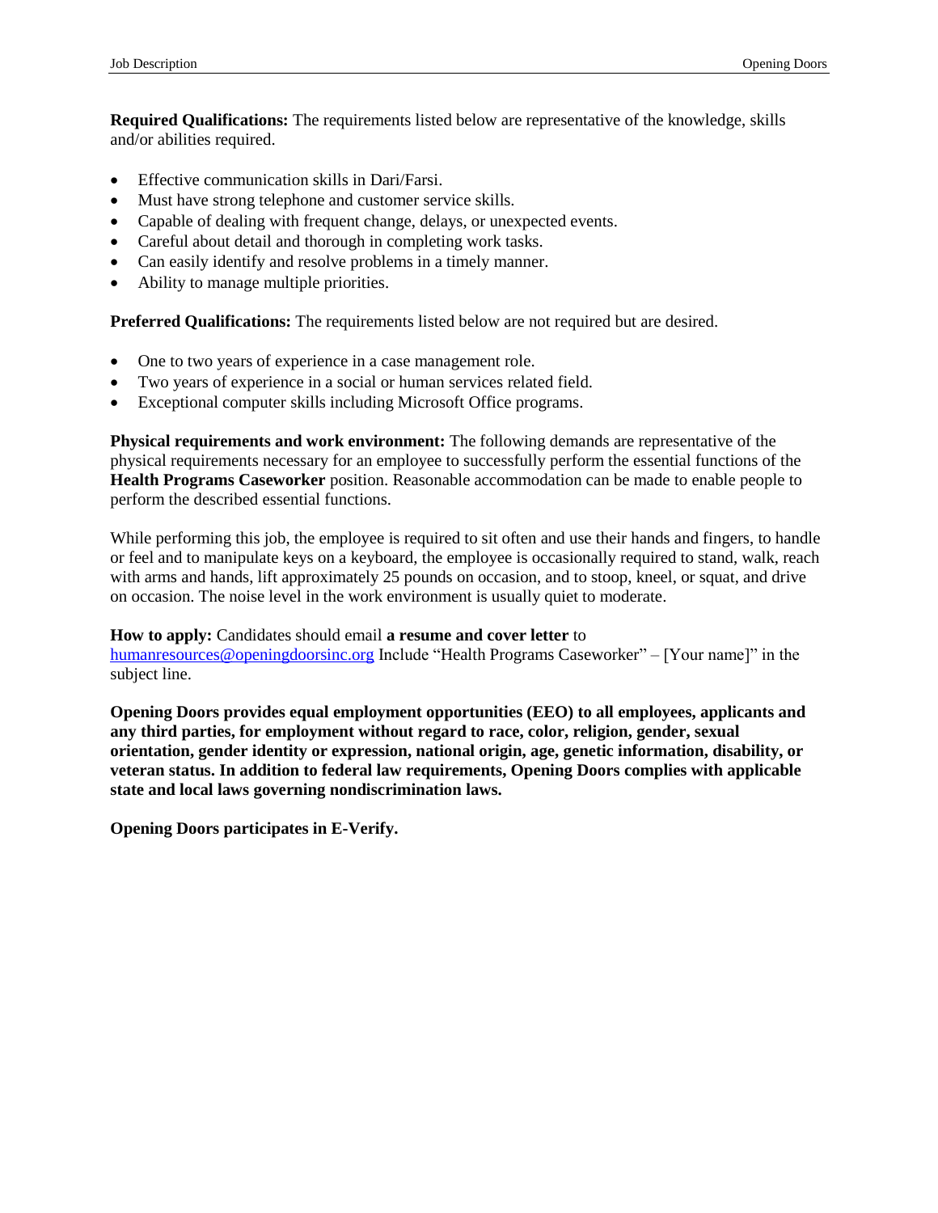**Required Qualifications:** The requirements listed below are representative of the knowledge, skills and/or abilities required.

- Effective communication skills in Dari/Farsi.
- Must have strong telephone and customer service skills.
- Capable of dealing with frequent change, delays, or unexpected events.
- Careful about detail and thorough in completing work tasks.
- Can easily identify and resolve problems in a timely manner.
- Ability to manage multiple priorities.

**Preferred Qualifications:** The requirements listed below are not required but are desired.

- One to two years of experience in a case management role.
- Two years of experience in a social or human services related field.
- Exceptional computer skills including Microsoft Office programs.

**Physical requirements and work environment:** The following demands are representative of the physical requirements necessary for an employee to successfully perform the essential functions of the **Health Programs Caseworker** position. Reasonable accommodation can be made to enable people to perform the described essential functions.

While performing this job, the employee is required to sit often and use their hands and fingers, to handle or feel and to manipulate keys on a keyboard, the employee is occasionally required to stand, walk, reach with arms and hands, lift approximately 25 pounds on occasion, and to stoop, kneel, or squat, and drive on occasion. The noise level in the work environment is usually quiet to moderate.

**How to apply:** Candidates should email **a resume and cover letter** to humanresources@openingdoorsinc.org Include "Health Programs Caseworker" – [Your name]" in the subject line.

**Opening Doors provides equal employment opportunities (EEO) to all employees, applicants and any third parties, for employment without regard to race, color, religion, gender, sexual orientation, gender identity or expression, national origin, age, genetic information, disability, or veteran status. In addition to federal law requirements, Opening Doors complies with applicable state and local laws governing nondiscrimination laws.**

**Opening Doors participates in E-Verify.**